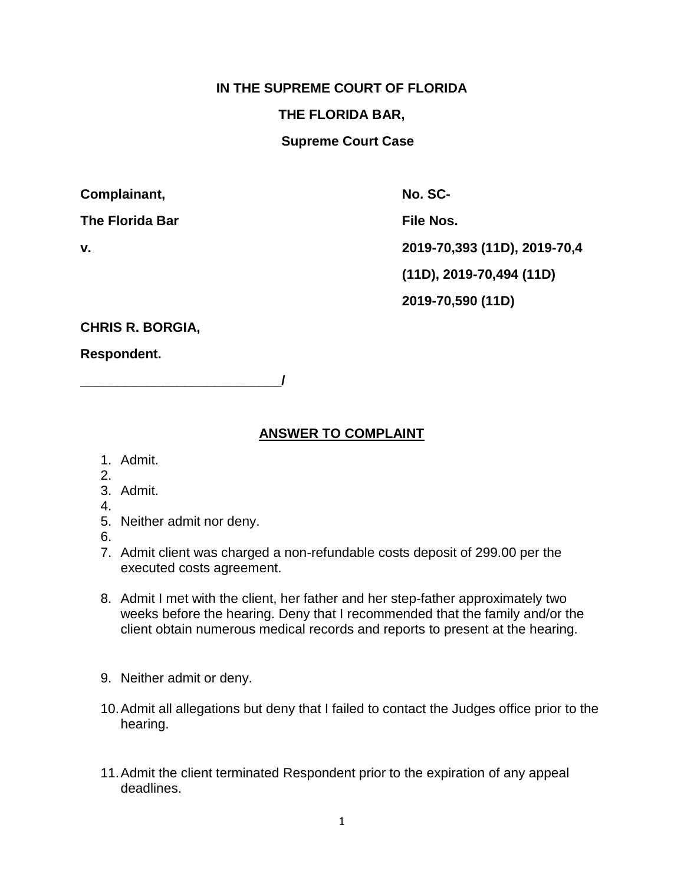**IN THE SUPREME COURT OF FLORIDA**

**THE FLORIDA BAR,**

**Supreme Court Case**

| | |
|---|---|
| **Complainant,** | **No. SC-** |
| **The Florida Bar** | **File Nos.** |
| **v.** | **2019-70,393 (11D), 2019-70,4** |
| | **(11D), 2019-70,494 (11D)** |
| | **2019-70,590 (11D)** |

**CHRIS R. BORGIA,**

**Respondent.**

**___________________________/**

## ANSWER TO COMPLAINT

1. Admit.
2. 
3. Admit.
4. 
5. Neither admit nor deny.
6. 
7. Admit client was charged a non-refundable costs deposit of 299.00 per the executed costs agreement.

8. Admit I met with the client, her father and her step-father approximately two weeks before the hearing. Deny that I recommended that the family and/or the client obtain numerous medical records and reports to present at the hearing.

9. Neither admit or deny.

10. Admit all allegations but deny that I failed to contact the Judges office prior to the hearing.

11. Admit the client terminated Respondent prior to the expiration of any appeal deadlines.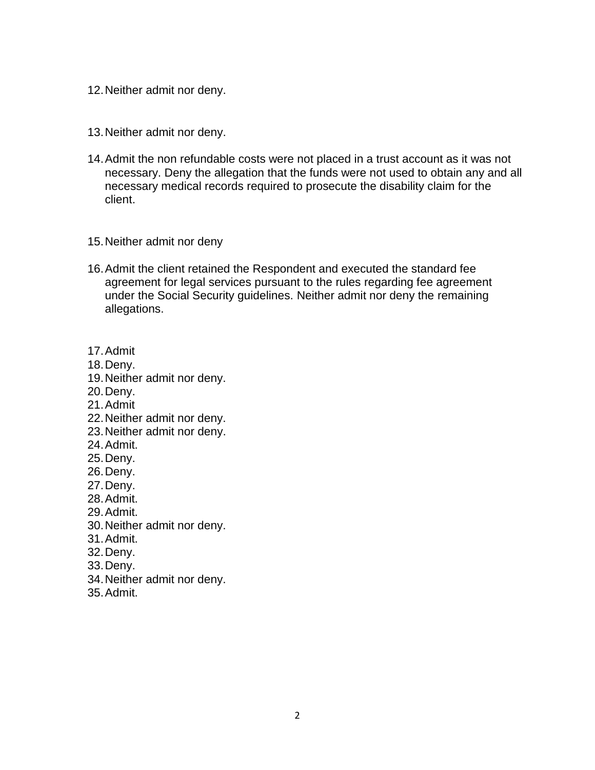12. Neither admit nor deny.

13. Neither admit nor deny.

14. Admit the non refundable costs were not placed in a trust account as it was not necessary. Deny the allegation that the funds were not used to obtain any and all necessary medical records required to prosecute the disability claim for the client.

15. Neither admit nor deny

16. Admit the client retained the Respondent and executed the standard fee agreement for legal services pursuant to the rules regarding fee agreement under the Social Security guidelines. Neither admit nor deny the remaining allegations.

17. Admit
18. Deny.
19. Neither admit nor deny.
20. Deny.
21. Admit
22. Neither admit nor deny.
23. Neither admit nor deny.
24. Admit.
25. Deny.
26. Deny.
27. Deny.
28. Admit.
29. Admit.
30. Neither admit nor deny.
31. Admit.
32. Deny.
33. Deny.
34. Neither admit nor deny.
35. Admit.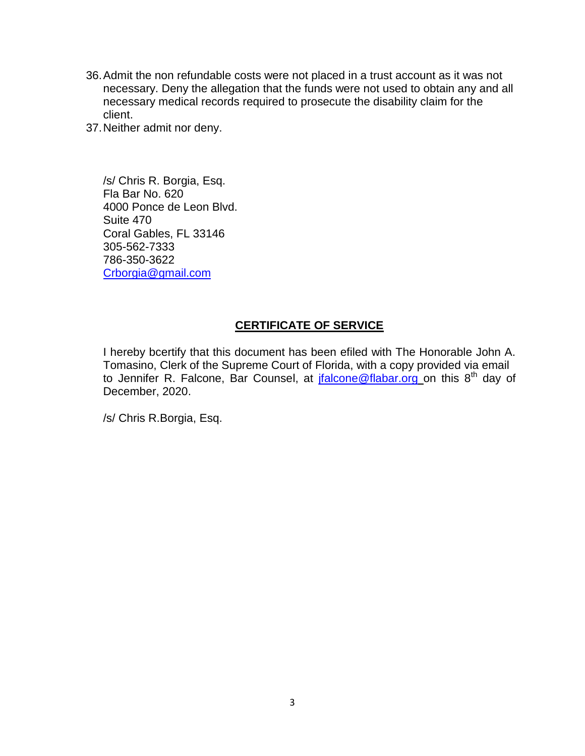36. Admit the non refundable costs were not placed in a trust account as it was not necessary. Deny the allegation that the funds were not used to obtain any and all necessary medical records required to prosecute the disability claim for the client.
37. Neither admit nor deny.

/s/ Chris R. Borgia, Esq.
Fla Bar No. 620
4000 Ponce de Leon Blvd.
Suite 470
Coral Gables, FL 33146
305-562-7333
786-350-3622
Crborgia@gmail.com

## CERTIFICATE OF SERVICE

I hereby bcertify that this document has been efiled with The Honorable John A. Tomasino, Clerk of the Supreme Court of Florida, with a copy provided via email to Jennifer R. Falcone, Bar Counsel, at jfalcone@flabar.org on this 8th day of December, 2020.

/s/ Chris R.Borgia, Esq.